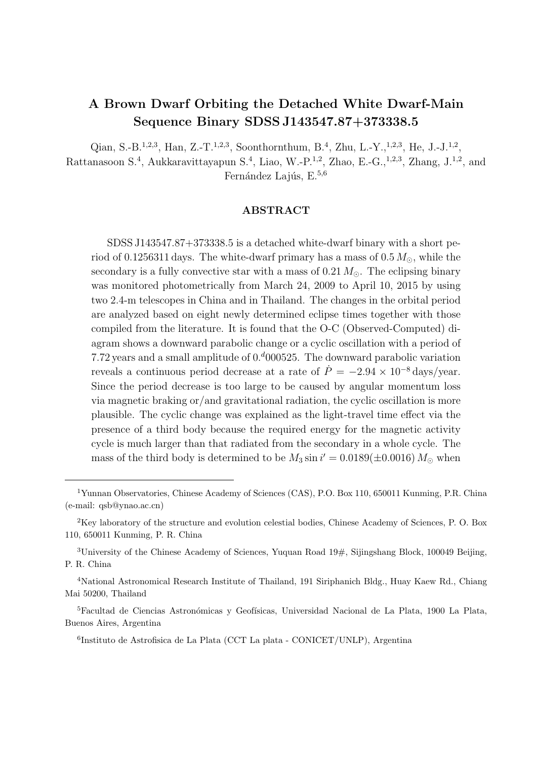# A Brown Dwarf Orbiting the Detached White Dwarf-Main Sequence Binary SDSS J143547.87+373338.5

Qian, S.-B.[1,2,3], Han, Z.-T.[1,2,3], Soonthornthum, B.[4], Zhu, L.-Y.,[1,2,3], He, J.-J.[1,2], Rattanasoon S.[4], Aukkaravittayapun S.[4], Liao, W.-P.[1,2], Zhao, E.-G.,[1,2,3], Zhang, J.[1,2], and Fernández Lajús, E.[5,6]

## ABSTRACT

SDSS J143547.87+373338.5 is a detached white-dwarf binary with a short period of 0.1256311 days. The white-dwarf primary has a mass of $0.5\,M_{\odot}$, while the secondary is a fully convective star with a mass of $0.21\,M_{\odot}$. The eclipsing binary was monitored photometrically from March 24, 2009 to April 10, 2015 by using two 2.4-m telescopes in China and in Thailand. The changes in the orbital period are analyzed based on eight newly determined eclipse times together with those compiled from the literature. It is found that the O-C (Observed-Computed) diagram shows a downward parabolic change or a cyclic oscillation with a period of 7.72 years and a small amplitude of $0.^{d}000525$. The downward parabolic variation reveals a continuous period decrease at a rate of $\dot{P} = -2.94 \times 10^{-8}$ days/year. Since the period decrease is too large to be caused by angular momentum loss via magnetic braking or/and gravitational radiation, the cyclic oscillation is more plausible. The cyclic change was explained as the light-travel time effect via the presence of a third body because the required energy for the magnetic activity cycle is much larger than that radiated from the secondary in a whole cycle. The mass of the third body is determined to be $M_3 \sin i' = 0.0189(\pm 0.0016)\,M_{\odot}$ when

---

[1] Yunnan Observatories, Chinese Academy of Sciences (CAS), P.O. Box 110, 650011 Kunming, P.R. China (e-mail: qsb@ynao.ac.cn)

[2] Key laboratory of the structure and evolution celestial bodies, Chinese Academy of Sciences, P. O. Box 110, 650011 Kunming, P. R. China

[3] University of the Chinese Academy of Sciences, Yuquan Road 19#, Sijingshang Block, 100049 Beijing, P. R. China

[4] National Astronomical Research Institute of Thailand, 191 Siriphanich Bldg., Huay Kaew Rd., Chiang Mai 50200, Thailand

[5] Facultad de Ciencias Astronómicas y Geofísicas, Universidad Nacional de La Plata, 1900 La Plata, Buenos Aires, Argentina

[6] Instituto de Astrofisica de La Plata (CCT La plata - CONICET/UNLP), Argentina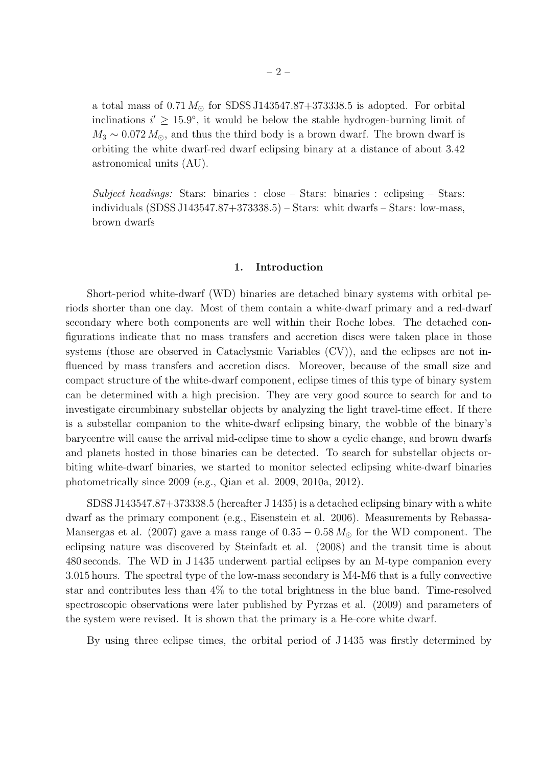a total mass of $0.71\,M_{\odot}$ for SDSS J143547.87+373338.5 is adopted. For orbital inclinations $i' \geq 15.9^{\circ}$, it would be below the stable hydrogen-burning limit of $M_3 \sim 0.072\,M_{\odot}$, and thus the third body is a brown dwarf. The brown dwarf is orbiting the white dwarf-red dwarf eclipsing binary at a distance of about 3.42 astronomical units (AU).

*Subject headings:* Stars: binaries : close – Stars: binaries : eclipsing – Stars: individuals (SDSS J143547.87+373338.5) – Stars: whit dwarfs – Stars: low-mass, brown dwarfs

## 1. Introduction

Short-period white-dwarf (WD) binaries are detached binary systems with orbital periods shorter than one day. Most of them contain a white-dwarf primary and a red-dwarf secondary where both components are well within their Roche lobes. The detached configurations indicate that no mass transfers and accretion discs were taken place in those systems (those are observed in Cataclysmic Variables (CV)), and the eclipses are not influenced by mass transfers and accretion discs. Moreover, because of the small size and compact structure of the white-dwarf component, eclipse times of this type of binary system can be determined with a high precision. They are very good source to search for and to investigate circumbinary substellar objects by analyzing the light travel-time effect. If there is a substellar companion to the white-dwarf eclipsing binary, the wobble of the binary's barycentre will cause the arrival mid-eclipse time to show a cyclic change, and brown dwarfs and planets hosted in those binaries can be detected. To search for substellar objects orbiting white-dwarf binaries, we started to monitor selected eclipsing white-dwarf binaries photometrically since 2009 (e.g., Qian et al. 2009, 2010a, 2012).

SDSS J143547.87+373338.5 (hereafter J 1435) is a detached eclipsing binary with a white dwarf as the primary component (e.g., Eisenstein et al. 2006). Measurements by Rebassa-Mansergas et al. (2007) gave a mass range of $0.35 - 0.58\,M_{\odot}$ for the WD component. The eclipsing nature was discovered by Steinfadt et al. (2008) and the transit time is about 480 seconds. The WD in J 1435 underwent partial eclipses by an M-type companion every 3.015 hours. The spectral type of the low-mass secondary is M4-M6 that is a fully convective star and contributes less than 4% to the total brightness in the blue band. Time-resolved spectroscopic observations were later published by Pyrzas et al. (2009) and parameters of the system were revised. It is shown that the primary is a He-core white dwarf.

By using three eclipse times, the orbital period of J 1435 was firstly determined by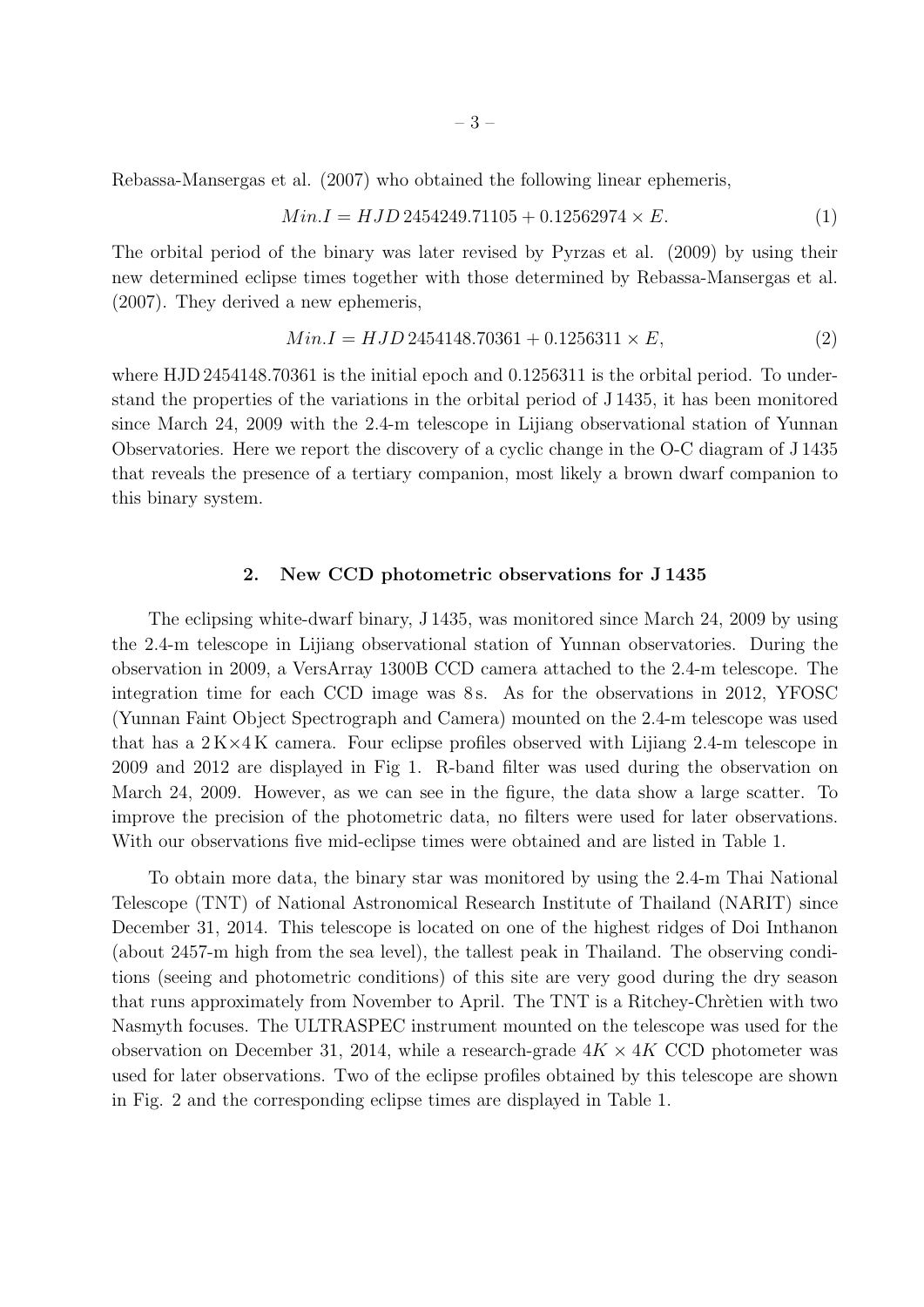Rebassa-Mansergas et al. (2007) who obtained the following linear ephemeris,

$$Min.I = HJD\,2454249.71105 + 0.12562974 \times E. \tag{1}$$

The orbital period of the binary was later revised by Pyrzas et al. (2009) by using their new determined eclipse times together with those determined by Rebassa-Mansergas et al. (2007). They derived a new ephemeris,

$$Min.I = HJD\,2454148.70361 + 0.1256311 \times E, \tag{2}$$

where HJD 2454148.70361 is the initial epoch and 0.1256311 is the orbital period. To understand the properties of the variations in the orbital period of J 1435, it has been monitored since March 24, 2009 with the 2.4-m telescope in Lijiang observational station of Yunnan Observatories. Here we report the discovery of a cyclic change in the O-C diagram of J 1435 that reveals the presence of a tertiary companion, most likely a brown dwarf companion to this binary system.

## 2. New CCD photometric observations for J 1435

The eclipsing white-dwarf binary, J 1435, was monitored since March 24, 2009 by using the 2.4-m telescope in Lijiang observational station of Yunnan observatories. During the observation in 2009, a VersArray 1300B CCD camera attached to the 2.4-m telescope. The integration time for each CCD image was 8 s. As for the observations in 2012, YFOSC (Yunnan Faint Object Spectrograph and Camera) mounted on the 2.4-m telescope was used that has a 2 K×4 K camera. Four eclipse profiles observed with Lijiang 2.4-m telescope in 2009 and 2012 are displayed in Fig 1. R-band filter was used during the observation on March 24, 2009. However, as we can see in the figure, the data show a large scatter. To improve the precision of the photometric data, no filters were used for later observations. With our observations five mid-eclipse times were obtained and are listed in Table 1.

To obtain more data, the binary star was monitored by using the 2.4-m Thai National Telescope (TNT) of National Astronomical Research Institute of Thailand (NARIT) since December 31, 2014. This telescope is located on one of the highest ridges of Doi Inthanon (about 2457-m high from the sea level), the tallest peak in Thailand. The observing conditions (seeing and photometric conditions) of this site are very good during the dry season that runs approximately from November to April. The TNT is a Ritchey-Chrètien with two Nasmyth focuses. The ULTRASPEC instrument mounted on the telescope was used for the observation on December 31, 2014, while a research-grade $4K \times 4K$ CCD photometer was used for later observations. Two of the eclipse profiles obtained by this telescope are shown in Fig. 2 and the corresponding eclipse times are displayed in Table 1.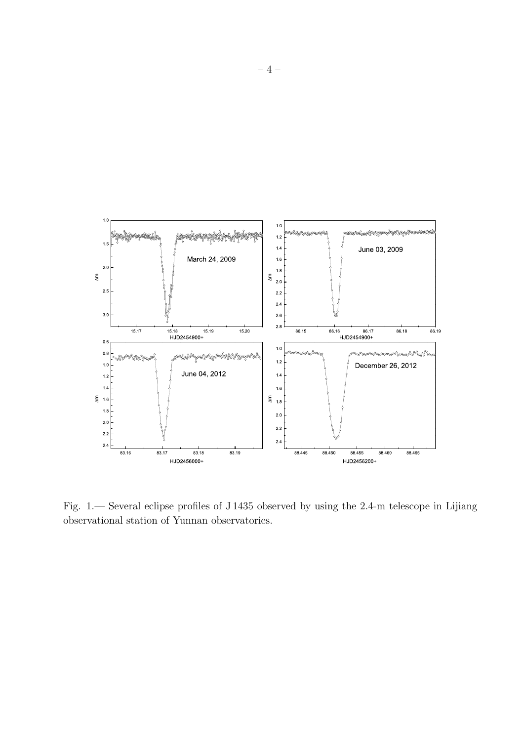Fig. 1.— Several eclipse profiles of J 1435 observed by using the 2.4-m telescope in Lijiang observational station of Yunnan observatories.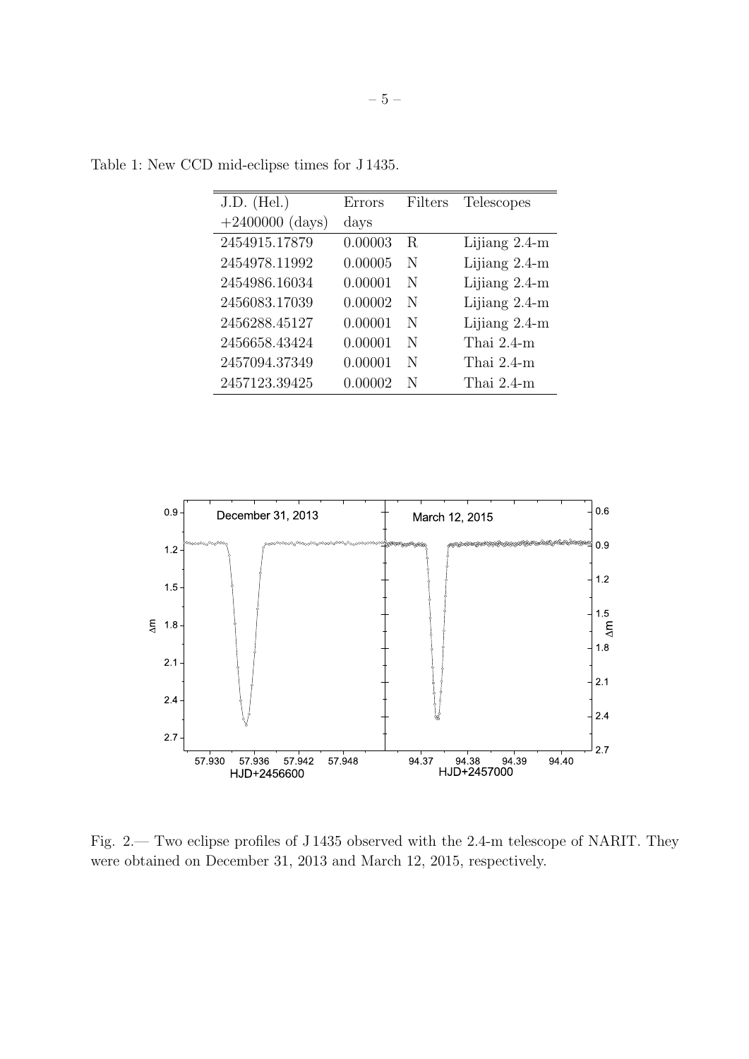Table 1: New CCD mid-eclipse times for J 1435.

| J.D. (Hel.) +2400000 (days) | Errors days | Filters | Telescopes |
|---|---|---|---|
| 2454915.17879 | 0.00003 | R | Lijiang 2.4-m |
| 2454978.11992 | 0.00005 | N | Lijiang 2.4-m |
| 2454986.16034 | 0.00001 | N | Lijiang 2.4-m |
| 2456083.17039 | 0.00002 | N | Lijiang 2.4-m |
| 2456288.45127 | 0.00001 | N | Lijiang 2.4-m |
| 2456658.43424 | 0.00001 | N | Thai 2.4-m |
| 2457094.37349 | 0.00001 | N | Thai 2.4-m |
| 2457123.39425 | 0.00002 | N | Thai 2.4-m |

Fig. 2.— Two eclipse profiles of J 1435 observed with the 2.4-m telescope of NARIT. They were obtained on December 31, 2013 and March 12, 2015, respectively.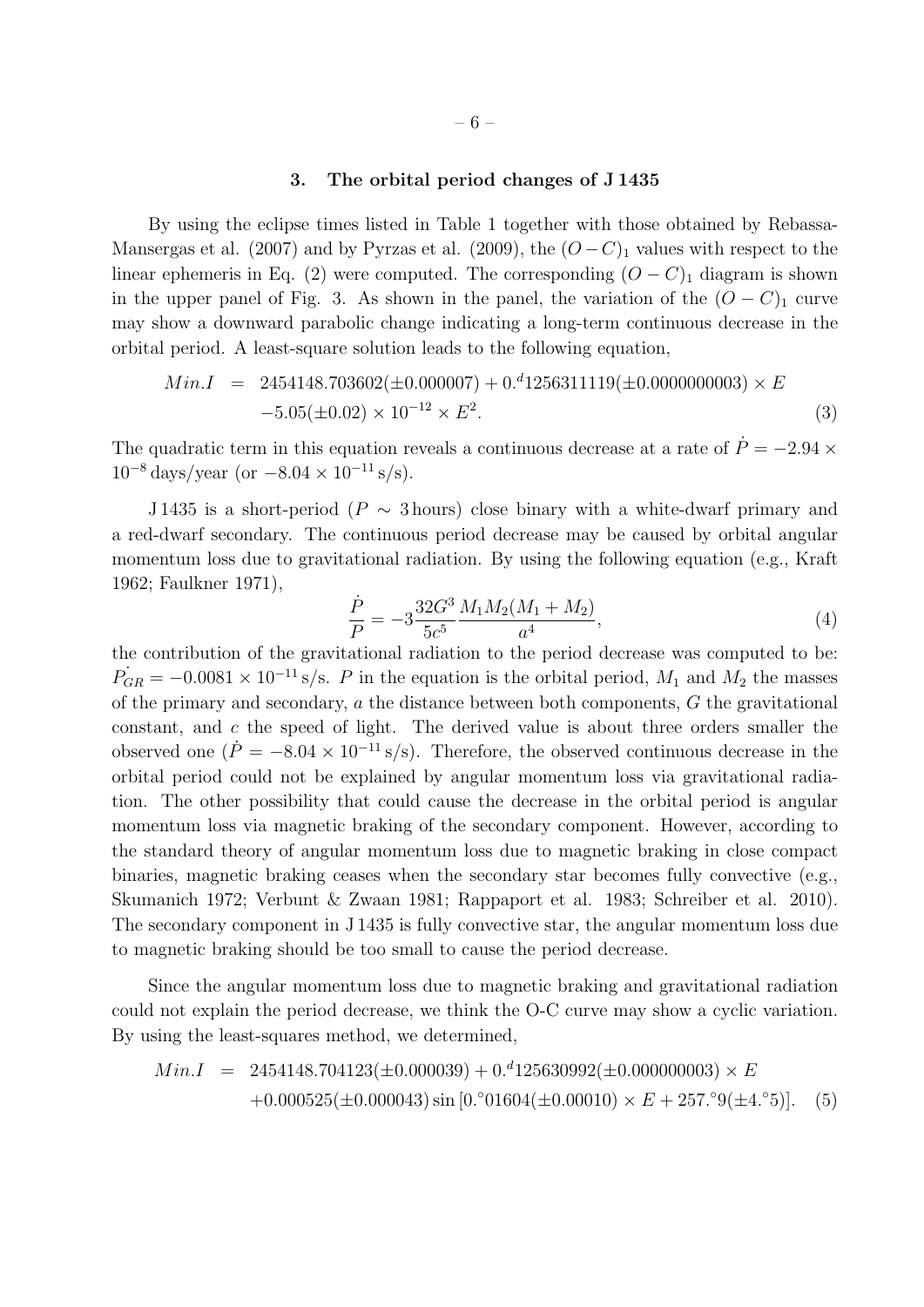## 3. The orbital period changes of J 1435

By using the eclipse times listed in Table 1 together with those obtained by Rebassa-Mansergas et al. (2007) and by Pyrzas et al. (2009), the $(O-C)_1$ values with respect to the linear ephemeris in Eq. (2) were computed. The corresponding $(O-C)_1$ diagram is shown in the upper panel of Fig. 3. As shown in the panel, the variation of the $(O-C)_1$ curve may show a downward parabolic change indicating a long-term continuous decrease in the orbital period. A least-square solution leads to the following equation,

$$
\begin{aligned}
Min.I \;\; &= \;\; 2454148.703602(\pm 0.000007) + 0.^{d}1256311119(\pm 0.0000000003) \times E \\
&\quad -5.05(\pm 0.02) \times 10^{-12} \times E^{2}.
\end{aligned}
\tag{3}
$$

The quadratic term in this equation reveals a continuous decrease at a rate of $\dot{P} = -2.94 \times 10^{-8}$ days/year (or $-8.04 \times 10^{-11}$ s/s).

J 1435 is a short-period ($P \sim 3$ hours) close binary with a white-dwarf primary and a red-dwarf secondary. The continuous period decrease may be caused by orbital angular momentum loss due to gravitational radiation. By using the following equation (e.g., Kraft 1962; Faulkner 1971),

$$
\frac{\dot{P}}{P} = -3\frac{32G^{3}}{5c^{5}}\frac{M_{1}M_{2}(M_{1}+M_{2})}{a^{4}},
\tag{4}
$$

the contribution of the gravitational radiation to the period decrease was computed to be: $\dot{P_{GR}} = -0.0081 \times 10^{-11}$ s/s. $P$ in the equation is the orbital period, $M_1$ and $M_2$ the masses of the primary and secondary, $a$ the distance between both components, $G$ the gravitational constant, and $c$ the speed of light. The derived value is about three orders smaller the observed one ($\dot{P} = -8.04 \times 10^{-11}$ s/s). Therefore, the observed continuous decrease in the orbital period could not be explained by angular momentum loss via gravitational radiation. The other possibility that could cause the decrease in the orbital period is angular momentum loss via magnetic braking of the secondary component. However, according to the standard theory of angular momentum loss due to magnetic braking in close compact binaries, magnetic braking ceases when the secondary star becomes fully convective (e.g., Skumanich 1972; Verbunt & Zwaan 1981; Rappaport et al. 1983; Schreiber et al. 2010). The secondary component in J 1435 is fully convective star, the angular momentum loss due to magnetic braking should be too small to cause the period decrease.

Since the angular momentum loss due to magnetic braking and gravitational radiation could not explain the period decrease, we think the O-C curve may show a cyclic variation. By using the least-squares method, we determined,

$$
\begin{aligned}
Min.I \;\; &= \;\; 2454148.704123(\pm 0.000039) + 0.^{d}125630992(\pm 0.000000003) \times E \\
&\quad +0.000525(\pm 0.000043)\sin[0.^{\circ}01604(\pm 0.00010) \times E + 257.^{\circ}9(\pm 4.^{\circ}5)].
\end{aligned}
\tag{5}
$$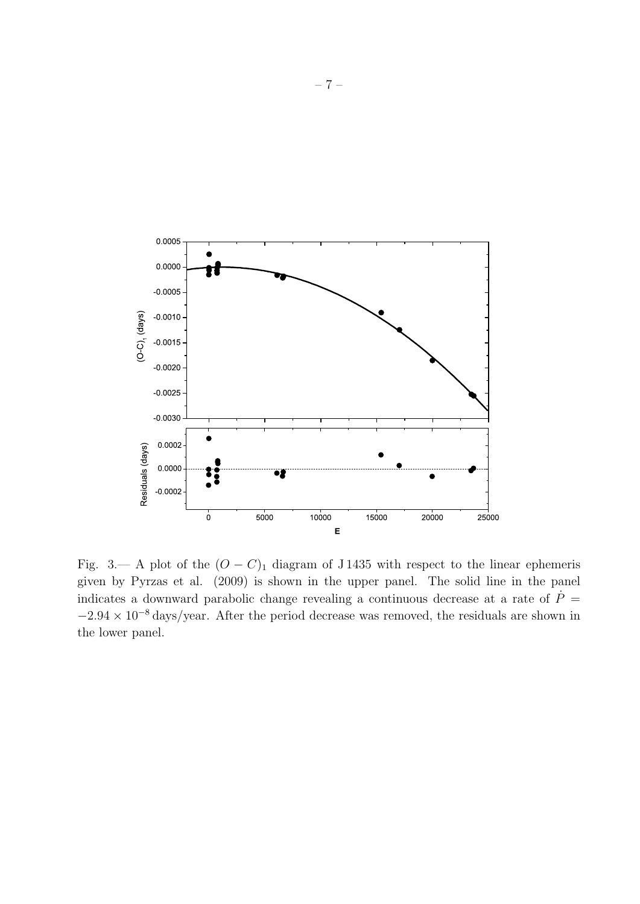Fig. 3.— A plot of the $(O-C)_1$ diagram of J 1435 with respect to the linear ephemeris given by Pyrzas et al. (2009) is shown in the upper panel. The solid line in the panel indicates a downward parabolic change revealing a continuous decrease at a rate of $\dot{P} = -2.94 \times 10^{-8}$ days/year. After the period decrease was removed, the residuals are shown in the lower panel.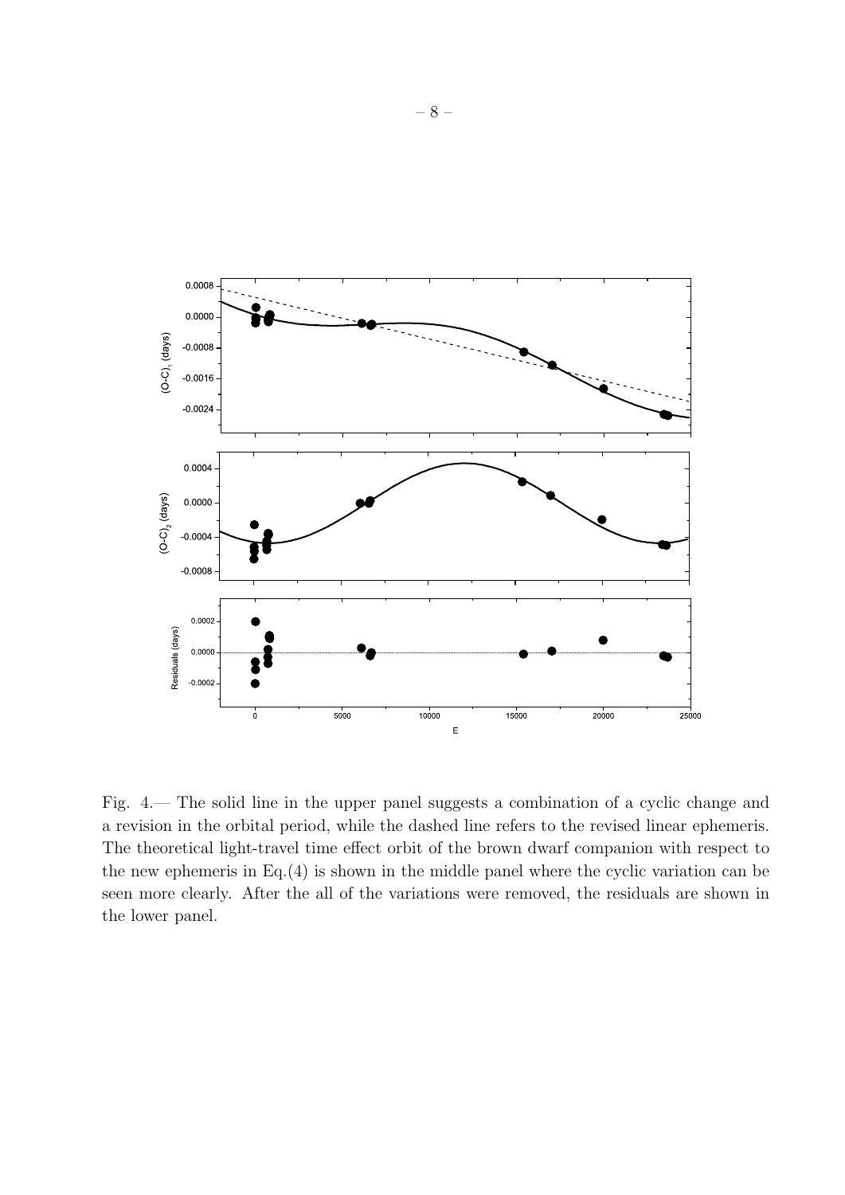Fig. 4.— The solid line in the upper panel suggests a combination of a cyclic change and a revision in the orbital period, while the dashed line refers to the revised linear ephemeris. The theoretical light-travel time effect orbit of the brown dwarf companion with respect to the new ephemeris in Eq.(4) is shown in the middle panel where the cyclic variation can be seen more clearly. After the all of the variations were removed, the residuals are shown in the lower panel.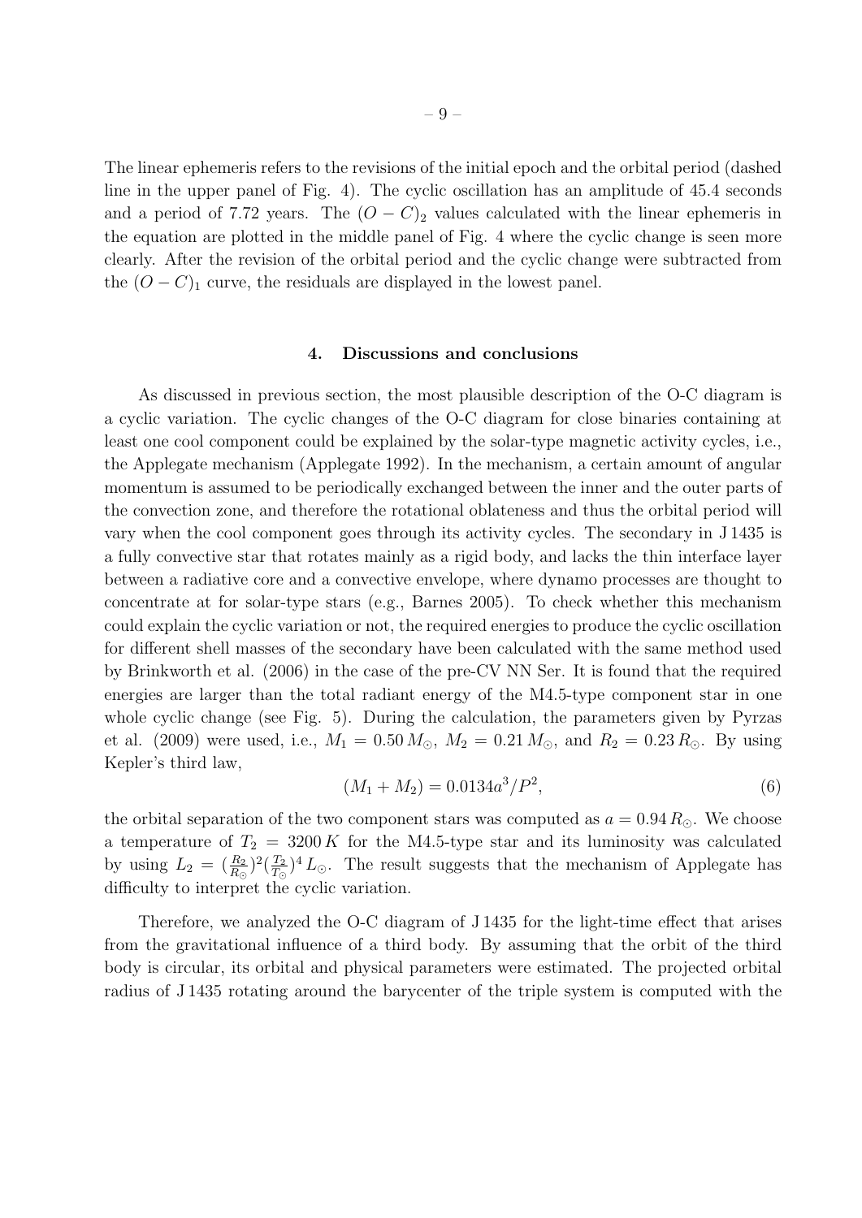The linear ephemeris refers to the revisions of the initial epoch and the orbital period (dashed line in the upper panel of Fig. 4). The cyclic oscillation has an amplitude of 45.4 seconds and a period of 7.72 years. The $(O-C)_2$ values calculated with the linear ephemeris in the equation are plotted in the middle panel of Fig. 4 where the cyclic change is seen more clearly. After the revision of the orbital period and the cyclic change were subtracted from the $(O-C)_1$ curve, the residuals are displayed in the lowest panel.

## 4. Discussions and conclusions

As discussed in previous section, the most plausible description of the O-C diagram is a cyclic variation. The cyclic changes of the O-C diagram for close binaries containing at least one cool component could be explained by the solar-type magnetic activity cycles, i.e., the Applegate mechanism (Applegate 1992). In the mechanism, a certain amount of angular momentum is assumed to be periodically exchanged between the inner and the outer parts of the convection zone, and therefore the rotational oblateness and thus the orbital period will vary when the cool component goes through its activity cycles. The secondary in J 1435 is a fully convective star that rotates mainly as a rigid body, and lacks the thin interface layer between a radiative core and a convective envelope, where dynamo processes are thought to concentrate at for solar-type stars (e.g., Barnes 2005). To check whether this mechanism could explain the cyclic variation or not, the required energies to produce the cyclic oscillation for different shell masses of the secondary have been calculated with the same method used by Brinkworth et al. (2006) in the case of the pre-CV NN Ser. It is found that the required energies are larger than the total radiant energy of the M4.5-type component star in one whole cyclic change (see Fig. 5). During the calculation, the parameters given by Pyrzas et al. (2009) were used, i.e., $M_1 = 0.50\,M_{\odot}$, $M_2 = 0.21\,M_{\odot}$, and $R_2 = 0.23\,R_{\odot}$. By using Kepler's third law,

$$(M_1 + M_2) = 0.0134a^3/P^2, \tag{6}$$

the orbital separation of the two component stars was computed as $a = 0.94\,R_{\odot}$. We choose a temperature of $T_2 = 3200\,K$ for the M4.5-type star and its luminosity was calculated by using $L_2 = (\frac{R_2}{R_{\odot}})^2(\frac{T_2}{T_{\odot}})^4\,L_{\odot}$. The result suggests that the mechanism of Applegate has difficulty to interpret the cyclic variation.

Therefore, we analyzed the O-C diagram of J 1435 for the light-time effect that arises from the gravitational influence of a third body. By assuming that the orbit of the third body is circular, its orbital and physical parameters were estimated. The projected orbital radius of J 1435 rotating around the barycenter of the triple system is computed with the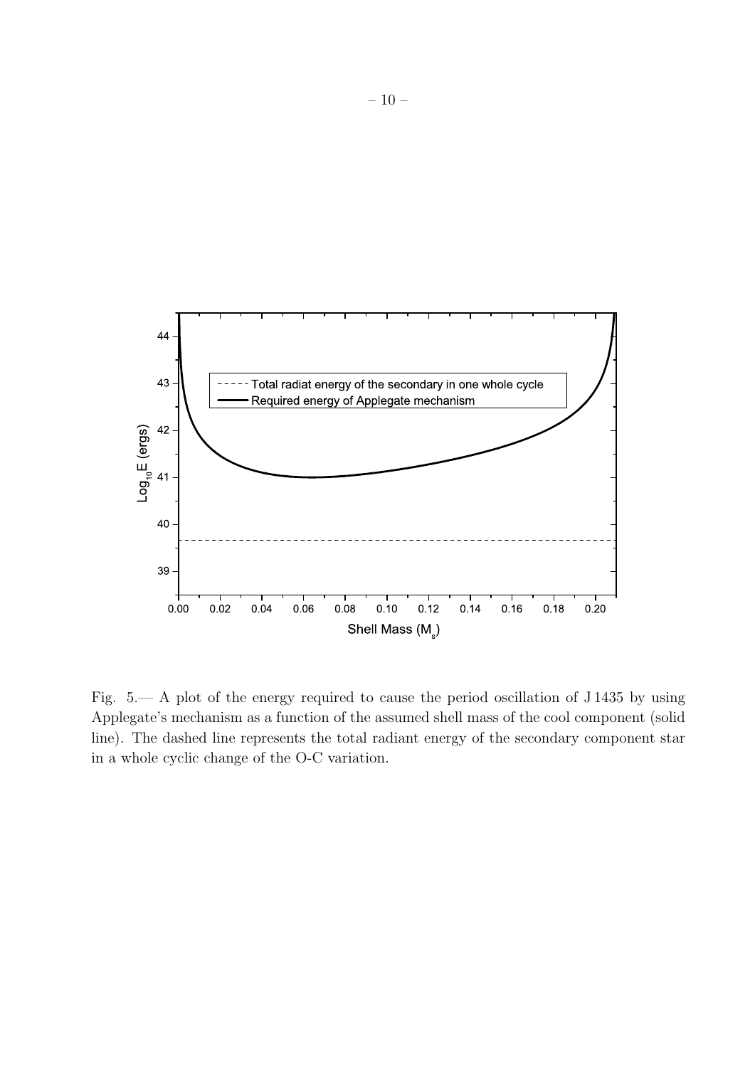Fig. 5.— A plot of the energy required to cause the period oscillation of J 1435 by using Applegate's mechanism as a function of the assumed shell mass of the cool component (solid line). The dashed line represents the total radiant energy of the secondary component star in a whole cyclic change of the O-C variation.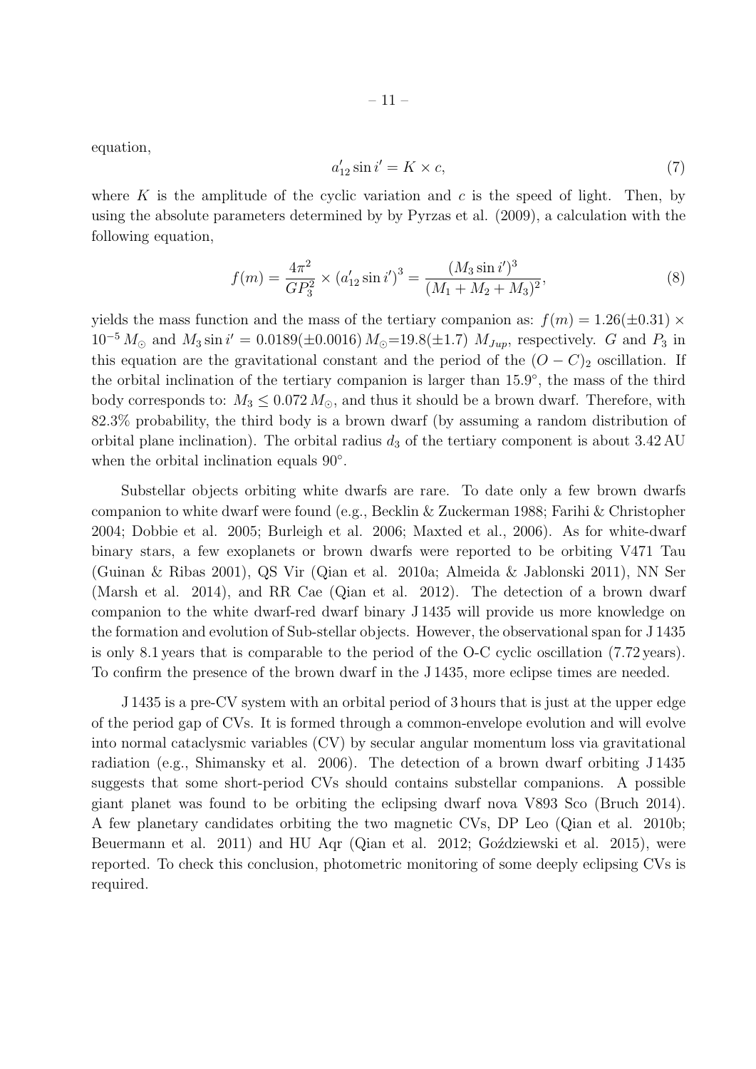equation,

$$a'_{12} \sin i' = K \times c, \tag{7}$$

where $K$ is the amplitude of the cyclic variation and $c$ is the speed of light. Then, by using the absolute parameters determined by by Pyrzas et al. (2009), a calculation with the following equation,

$$f(m) = \frac{4\pi^2}{GP_3^2} \times (a'_{12} \sin i')^3 = \frac{(M_3 \sin i')^3}{(M_1 + M_2 + M_3)^2}, \tag{8}$$

yields the mass function and the mass of the tertiary companion as: $f(m) = 1.26(\pm 0.31) \times 10^{-5}\,M_{\odot}$ and $M_3 \sin i' = 0.0189(\pm 0.0016)\,M_{\odot}$=19.8($\pm$1.7) $M_{Jup}$, respectively. $G$ and $P_3$ in this equation are the gravitational constant and the period of the $(O-C)_2$ oscillation. If the orbital inclination of the tertiary companion is larger than 15.9°, the mass of the third body corresponds to: $M_3 \leq 0.072\,M_{\odot}$, and thus it should be a brown dwarf. Therefore, with 82.3% probability, the third body is a brown dwarf (by assuming a random distribution of orbital plane inclination). The orbital radius $d_3$ of the tertiary component is about 3.42 AU when the orbital inclination equals 90°.

Substellar objects orbiting white dwarfs are rare. To date only a few brown dwarfs companion to white dwarf were found (e.g., Becklin & Zuckerman 1988; Farihi & Christopher 2004; Dobbie et al. 2005; Burleigh et al. 2006; Maxted et al., 2006). As for white-dwarf binary stars, a few exoplanets or brown dwarfs were reported to be orbiting V471 Tau (Guinan & Ribas 2001), QS Vir (Qian et al. 2010a; Almeida & Jablonski 2011), NN Ser (Marsh et al. 2014), and RR Cae (Qian et al. 2012). The detection of a brown dwarf companion to the white dwarf-red dwarf binary J 1435 will provide us more knowledge on the formation and evolution of Sub-stellar objects. However, the observational span for J 1435 is only 8.1 years that is comparable to the period of the O-C cyclic oscillation (7.72 years). To confirm the presence of the brown dwarf in the J 1435, more eclipse times are needed.

J 1435 is a pre-CV system with an orbital period of 3 hours that is just at the upper edge of the period gap of CVs. It is formed through a common-envelope evolution and will evolve into normal cataclysmic variables (CV) by secular angular momentum loss via gravitational radiation (e.g., Shimansky et al. 2006). The detection of a brown dwarf orbiting J 1435 suggests that some short-period CVs should contains substellar companions. A possible giant planet was found to be orbiting the eclipsing dwarf nova V893 Sco (Bruch 2014). A few planetary candidates orbiting the two magnetic CVs, DP Leo (Qian et al. 2010b; Beuermann et al. 2011) and HU Aqr (Qian et al. 2012; Goździewski et al. 2015), were reported. To check this conclusion, photometric monitoring of some deeply eclipsing CVs is required.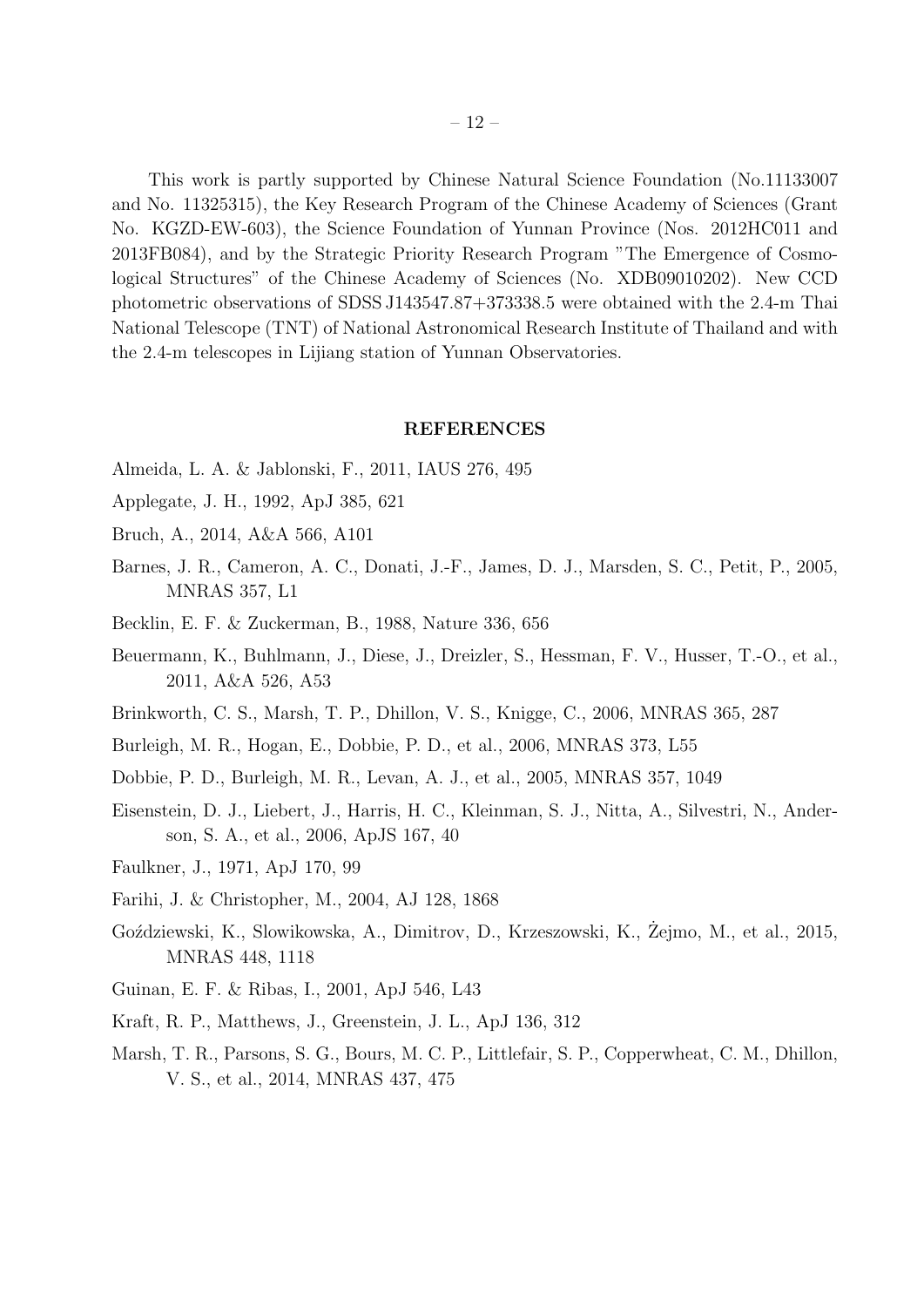This work is partly supported by Chinese Natural Science Foundation (No.11133007 and No. 11325315), the Key Research Program of the Chinese Academy of Sciences (Grant No. KGZD-EW-603), the Science Foundation of Yunnan Province (Nos. 2012HC011 and 2013FB084), and by the Strategic Priority Research Program "The Emergence of Cosmological Structures" of the Chinese Academy of Sciences (No. XDB09010202). New CCD photometric observations of SDSS J143547.87+373338.5 were obtained with the 2.4-m Thai National Telescope (TNT) of National Astronomical Research Institute of Thailand and with the 2.4-m telescopes in Lijiang station of Yunnan Observatories.

## REFERENCES

Almeida, L. A. & Jablonski, F., 2011, IAUS 276, 495

Applegate, J. H., 1992, ApJ 385, 621

Bruch, A., 2014, A&A 566, A101

Barnes, J. R., Cameron, A. C., Donati, J.-F., James, D. J., Marsden, S. C., Petit, P., 2005, MNRAS 357, L1

Becklin, E. F. & Zuckerman, B., 1988, Nature 336, 656

Beuermann, K., Buhlmann, J., Diese, J., Dreizler, S., Hessman, F. V., Husser, T.-O., et al., 2011, A&A 526, A53

Brinkworth, C. S., Marsh, T. P., Dhillon, V. S., Knigge, C., 2006, MNRAS 365, 287

Burleigh, M. R., Hogan, E., Dobbie, P. D., et al., 2006, MNRAS 373, L55

Dobbie, P. D., Burleigh, M. R., Levan, A. J., et al., 2005, MNRAS 357, 1049

Eisenstein, D. J., Liebert, J., Harris, H. C., Kleinman, S. J., Nitta, A., Silvestri, N., Anderson, S. A., et al., 2006, ApJS 167, 40

Faulkner, J., 1971, ApJ 170, 99

Farihi, J. & Christopher, M., 2004, AJ 128, 1868

Goździewski, K., Slowikowska, A., Dimitrov, D., Krzeszowski, K., Żejmo, M., et al., 2015, MNRAS 448, 1118

Guinan, E. F. & Ribas, I., 2001, ApJ 546, L43

Kraft, R. P., Matthews, J., Greenstein, J. L., ApJ 136, 312

Marsh, T. R., Parsons, S. G., Bours, M. C. P., Littlefair, S. P., Copperwheat, C. M., Dhillon, V. S., et al., 2014, MNRAS 437, 475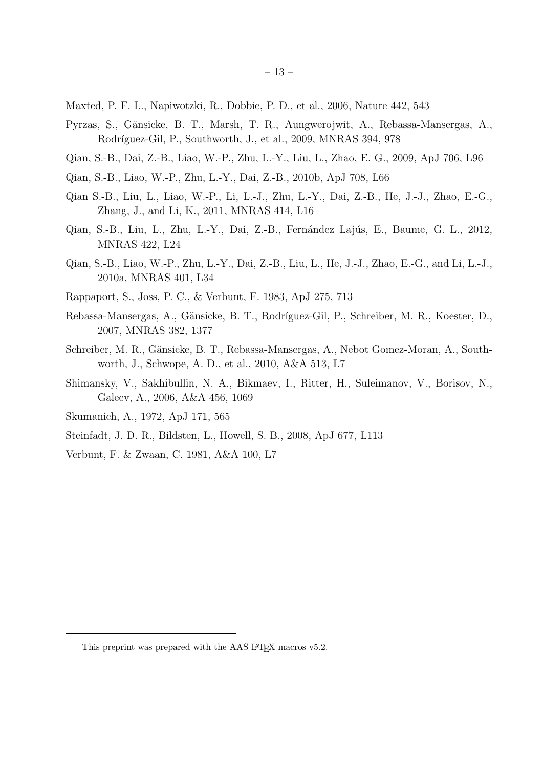Maxted, P. F. L., Napiwotzki, R., Dobbie, P. D., et al., 2006, Nature 442, 543

Pyrzas, S., Gänsicke, B. T., Marsh, T. R., Aungwerojwit, A., Rebassa-Mansergas, A., Rodríguez-Gil, P., Southworth, J., et al., 2009, MNRAS 394, 978

Qian, S.-B., Dai, Z.-B., Liao, W.-P., Zhu, L.-Y., Liu, L., Zhao, E. G., 2009, ApJ 706, L96

Qian, S.-B., Liao, W.-P., Zhu, L.-Y., Dai, Z.-B., 2010b, ApJ 708, L66

Qian S.-B., Liu, L., Liao, W.-P., Li, L.-J., Zhu, L.-Y., Dai, Z.-B., He, J.-J., Zhao, E.-G., Zhang, J., and Li, K., 2011, MNRAS 414, L16

Qian, S.-B., Liu, L., Zhu, L.-Y., Dai, Z.-B., Fernández Lajús, E., Baume, G. L., 2012, MNRAS 422, L24

Qian, S.-B., Liao, W.-P., Zhu, L.-Y., Dai, Z.-B., Liu, L., He, J.-J., Zhao, E.-G., and Li, L.-J., 2010a, MNRAS 401, L34

Rappaport, S., Joss, P. C., & Verbunt, F. 1983, ApJ 275, 713

Rebassa-Mansergas, A., Gänsicke, B. T., Rodríguez-Gil, P., Schreiber, M. R., Koester, D., 2007, MNRAS 382, 1377

Schreiber, M. R., Gänsicke, B. T., Rebassa-Mansergas, A., Nebot Gomez-Moran, A., Southworth, J., Schwope, A. D., et al., 2010, A&A 513, L7

Shimansky, V., Sakhibullin, N. A., Bikmaev, I., Ritter, H., Suleimanov, V., Borisov, N., Galeev, A., 2006, A&A 456, 1069

Skumanich, A., 1972, ApJ 171, 565

Steinfadt, J. D. R., Bildsten, L., Howell, S. B., 2008, ApJ 677, L113

Verbunt, F. & Zwaan, C. 1981, A&A 100, L7

---

This preprint was prepared with the AAS LaTeX macros v5.2.